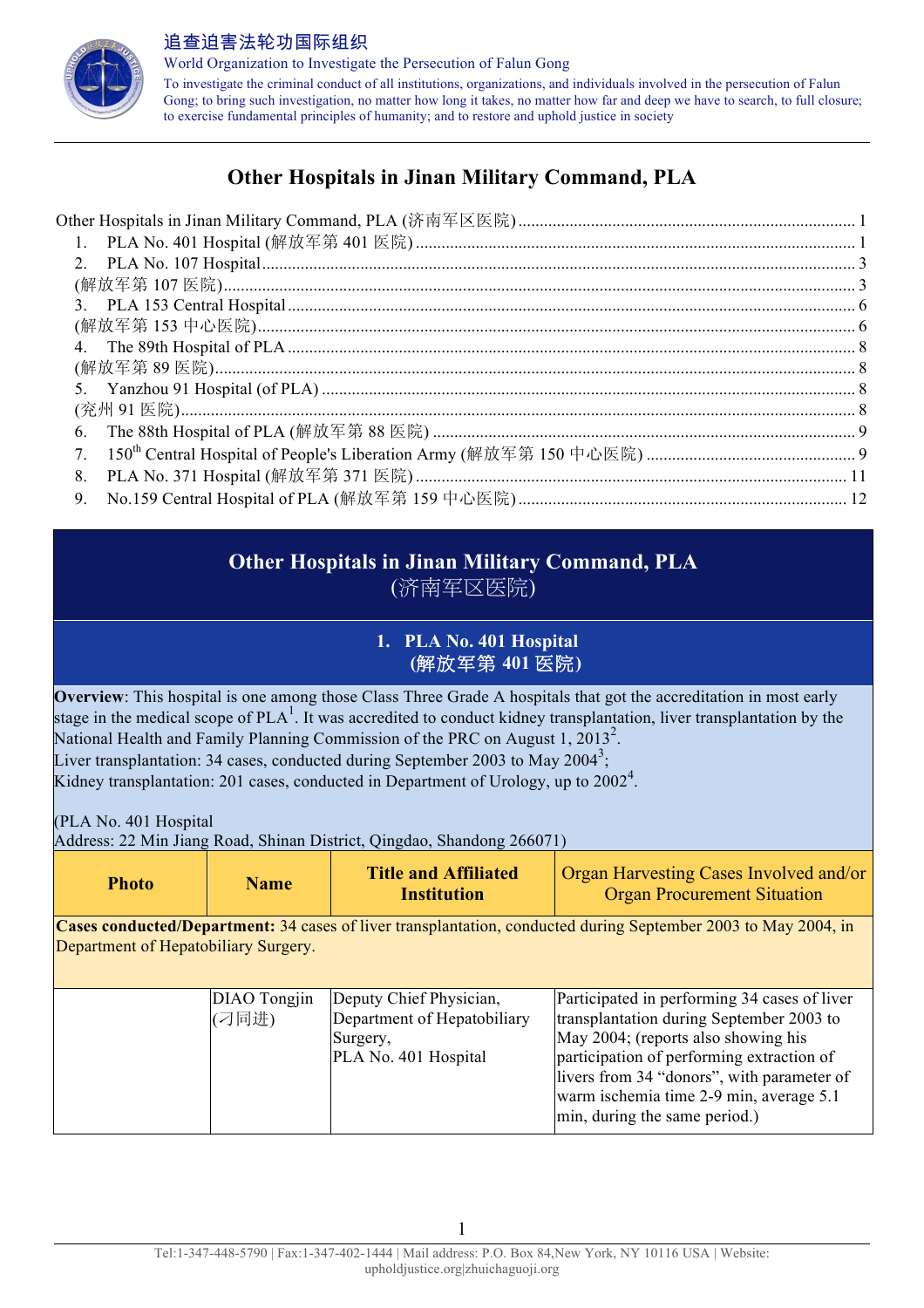# Other Hospitals in Jinan Military Command, PLA

Other Hospitals in Jinan Military Command, PLA (济南军区医院) ..... 1
1. PLA No. 401 Hospital (解放军第 401 医院) ..... 1
2. PLA No. 107 Hospital ..... 3
(解放军第 107 医院) ..... 3
3. PLA 153 Central Hospital ..... 6
(解放军第 153 中心医院) ..... 6
4. The 89th Hospital of PLA ..... 8
(解放军第 89 医院) ..... 8
5. Yanzhou 91 Hospital (of PLA) ..... 8
(兖州 91 医院) ..... 8
6. The 88th Hospital of PLA (解放军第 88 医院) ..... 9
7. 150th Central Hospital of People's Liberation Army (解放军第 150 中心医院) ..... 9
8. PLA No. 371 Hospital (解放军第 371 医院) ..... 11
9. No.159 Central Hospital of PLA (解放军第 159 中心医院) ..... 12

## Other Hospitals in Jinan Military Command, PLA (济南军区医院)

### 1. PLA No. 401 Hospital (解放军第 401 医院)

**Overview**: This hospital is one among those Class Three Grade A hospitals that got the accreditation in most early stage in the medical scope of PLA[1]. It was accredited to conduct kidney transplantation, liver transplantation by the National Health and Family Planning Commission of the PRC on August 1, 2013[2].
Liver transplantation: 34 cases, conducted during September 2003 to May 2004[3];
Kidney transplantation: 201 cases, conducted in Department of Urology, up to 2002[4].

(PLA No. 401 Hospital
Address: 22 Min Jiang Road, Shinan District, Qingdao, Shandong 266071)

| Photo | Name | Title and Affiliated Institution | Organ Harvesting Cases Involved and/or Organ Procurement Situation |
|---|---|---|---|
| **Cases conducted/Department:** 34 cases of liver transplantation, conducted during September 2003 to May 2004, in Department of Hepatobiliary Surgery. | | | |
| | DIAO Tongjin (刁同进) | Deputy Chief Physician, Department of Hepatobiliary Surgery, PLA No. 401 Hospital | Participated in performing 34 cases of liver transplantation during September 2003 to May 2004; (reports also showing his participation of performing extraction of livers from 34 "donors", with parameter of warm ischemia time 2-9 min, average 5.1 min, during the same period.) |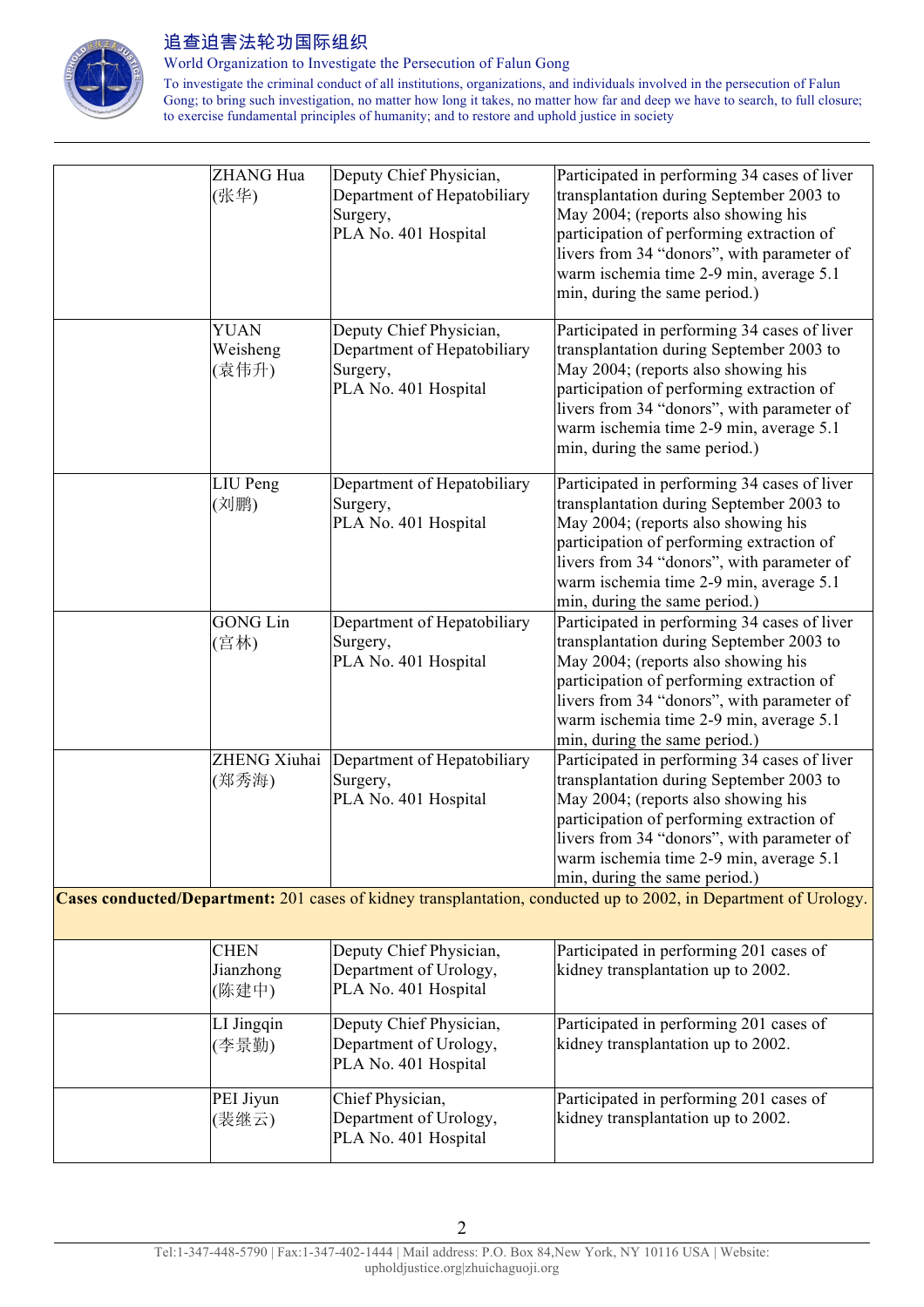| | | | |
|---|---|---|---|
| | ZHANG Hua (张华) | Deputy Chief Physician, Department of Hepatobiliary Surgery, PLA No. 401 Hospital | Participated in performing 34 cases of liver transplantation during September 2003 to May 2004; (reports also showing his participation of performing extraction of livers from 34 "donors", with parameter of warm ischemia time 2-9 min, average 5.1 min, during the same period.) |
| | YUAN Weisheng (袁伟升) | Deputy Chief Physician, Department of Hepatobiliary Surgery, PLA No. 401 Hospital | Participated in performing 34 cases of liver transplantation during September 2003 to May 2004; (reports also showing his participation of performing extraction of livers from 34 "donors", with parameter of warm ischemia time 2-9 min, average 5.1 min, during the same period.) |
| | LIU Peng (刘鹏) | Department of Hepatobiliary Surgery, PLA No. 401 Hospital | Participated in performing 34 cases of liver transplantation during September 2003 to May 2004; (reports also showing his participation of performing extraction of livers from 34 "donors", with parameter of warm ischemia time 2-9 min, average 5.1 min, during the same period.) |
| | GONG Lin (宫林) | Department of Hepatobiliary Surgery, PLA No. 401 Hospital | Participated in performing 34 cases of liver transplantation during September 2003 to May 2004; (reports also showing his participation of performing extraction of livers from 34 "donors", with parameter of warm ischemia time 2-9 min, average 5.1 min, during the same period.) |
| | ZHENG Xiuhai (郑秀海) | Department of Hepatobiliary Surgery, PLA No. 401 Hospital | Participated in performing 34 cases of liver transplantation during September 2003 to May 2004; (reports also showing his participation of performing extraction of livers from 34 "donors", with parameter of warm ischemia time 2-9 min, average 5.1 min, during the same period.) |
| **Cases conducted/Department:** 201 cases of kidney transplantation, conducted up to 2002, in Department of Urology. | | | |
| | CHEN Jianzhong (陈建中) | Deputy Chief Physician, Department of Urology, PLA No. 401 Hospital | Participated in performing 201 cases of kidney transplantation up to 2002. |
| | LI Jingqin (李景勤) | Deputy Chief Physician, Department of Urology, PLA No. 401 Hospital | Participated in performing 201 cases of kidney transplantation up to 2002. |
| | PEI Jiyun (裴继云) | Chief Physician, Department of Urology, PLA No. 401 Hospital | Participated in performing 201 cases of kidney transplantation up to 2002. |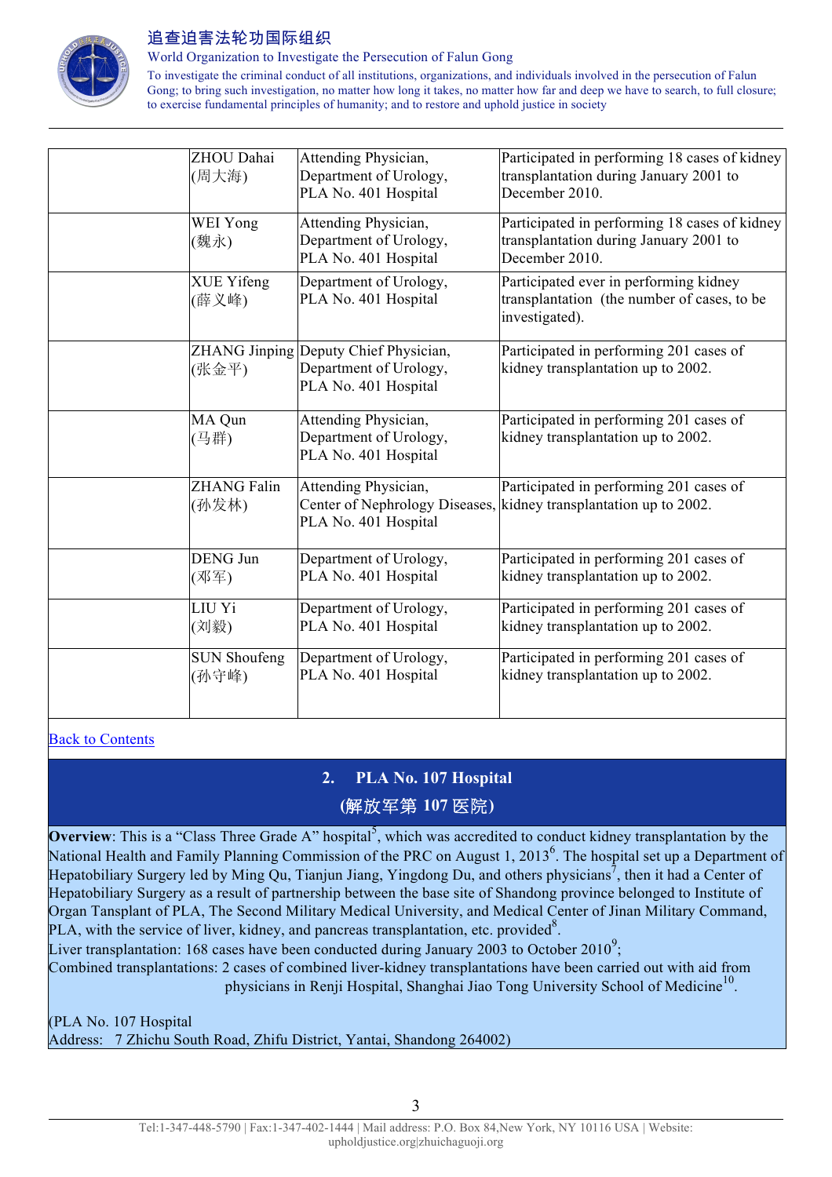| | | | |
|---|---|---|---|
| | ZHOU Dahai (周大海) | Attending Physician, Department of Urology, PLA No. 401 Hospital | Participated in performing 18 cases of kidney transplantation during January 2001 to December 2010. |
| | WEI Yong (魏永) | Attending Physician, Department of Urology, PLA No. 401 Hospital | Participated in performing 18 cases of kidney transplantation during January 2001 to December 2010. |
| | XUE Yifeng (薛义峰) | Department of Urology, PLA No. 401 Hospital | Participated ever in performing kidney transplantation (the number of cases, to be investigated). |
| | ZHANG Jinping (张金平) | Deputy Chief Physician, Department of Urology, PLA No. 401 Hospital | Participated in performing 201 cases of kidney transplantation up to 2002. |
| | MA Qun (马群) | Attending Physician, Department of Urology, PLA No. 401 Hospital | Participated in performing 201 cases of kidney transplantation up to 2002. |
| | ZHANG Falin (孙发林) | Attending Physician, Center of Nephrology Diseases, PLA No. 401 Hospital | Participated in performing 201 cases of kidney transplantation up to 2002. |
| | DENG Jun (邓军) | Department of Urology, PLA No. 401 Hospital | Participated in performing 201 cases of kidney transplantation up to 2002. |
| | LIU Yi (刘毅) | Department of Urology, PLA No. 401 Hospital | Participated in performing 201 cases of kidney transplantation up to 2002. |
| | SUN Shoufeng (孙守峰) | Department of Urology, PLA No. 401 Hospital | Participated in performing 201 cases of kidney transplantation up to 2002. |

Back to Contents

## 2. PLA No. 107 Hospital
## (解放军第 107 医院)

**Overview**: This is a "Class Three Grade A" hospital[5], which was accredited to conduct kidney transplantation by the National Health and Family Planning Commission of the PRC on August 1, 2013[6]. The hospital set up a Department of Hepatobiliary Surgery led by Ming Qu, Tianjun Jiang, Yingdong Du, and others physicians[7], then it had a Center of Hepatobiliary Surgery as a result of partnership between the base site of Shandong province belonged to Institute of Organ Tansplant of PLA, The Second Military Medical University, and Medical Center of Jinan Military Command, PLA, with the service of liver, kidney, and pancreas transplantation, etc. provided[8].

Liver transplantation: 168 cases have been conducted during January 2003 to October 2010[9];

Combined transplantations: 2 cases of combined liver-kidney transplantations have been carried out with aid from physicians in Renji Hospital, Shanghai Jiao Tong University School of Medicine[10].

(PLA No. 107 Hospital
Address: 7 Zhichu South Road, Zhifu District, Yantai, Shandong 264002)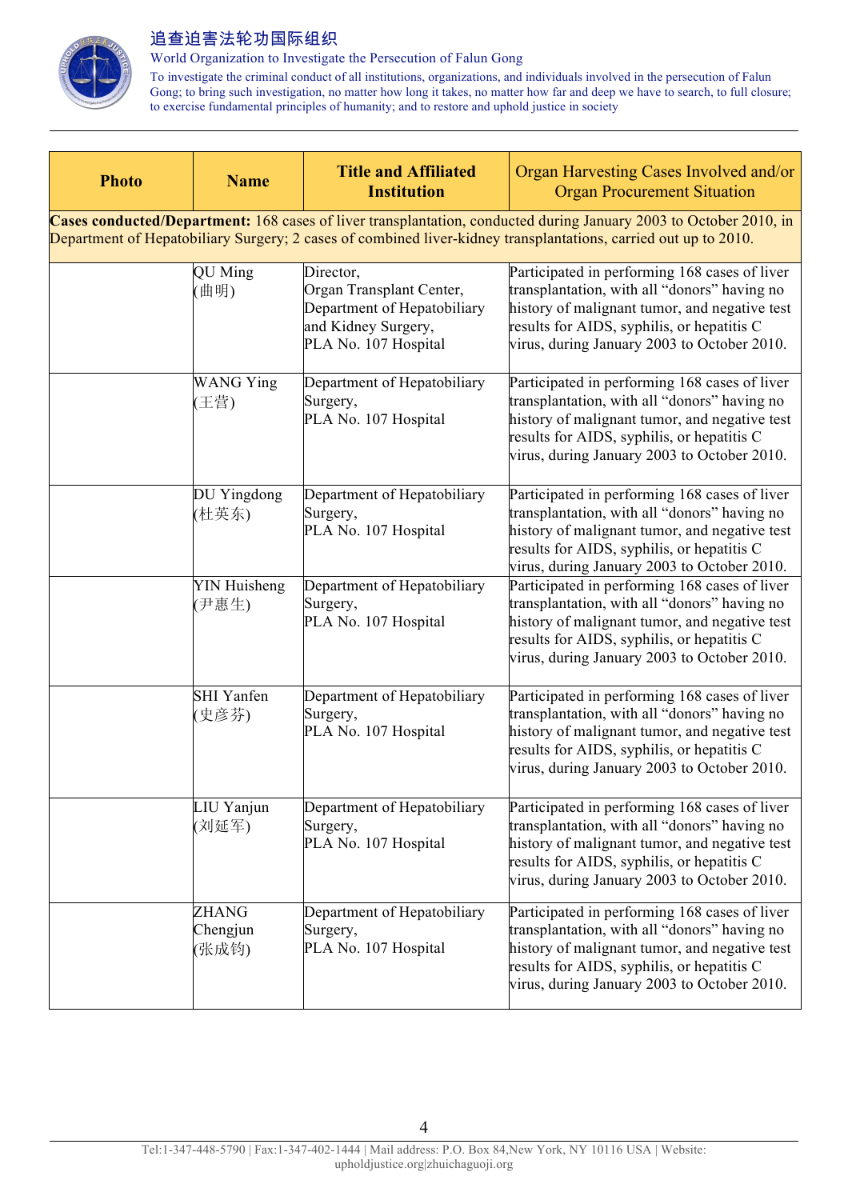| Photo | Name | Title and Affiliated Institution | Organ Harvesting Cases Involved and/or Organ Procurement Situation |
|---|---|---|---|
| **Cases conducted/Department:** 168 cases of liver transplantation, conducted during January 2003 to October 2010, in Department of Hepatobiliary Surgery; 2 cases of combined liver-kidney transplantations, carried out up to 2010. | | | |
| | QU Ming (曲明) | Director, Organ Transplant Center, Department of Hepatobiliary and Kidney Surgery, PLA No. 107 Hospital | Participated in performing 168 cases of liver transplantation, with all "donors" having no history of malignant tumor, and negative test results for AIDS, syphilis, or hepatitis C virus, during January 2003 to October 2010. |
| | WANG Ying (王营) | Department of Hepatobiliary Surgery, PLA No. 107 Hospital | Participated in performing 168 cases of liver transplantation, with all "donors" having no history of malignant tumor, and negative test results for AIDS, syphilis, or hepatitis C virus, during January 2003 to October 2010. |
| | DU Yingdong (杜英东) | Department of Hepatobiliary Surgery, PLA No. 107 Hospital | Participated in performing 168 cases of liver transplantation, with all "donors" having no history of malignant tumor, and negative test results for AIDS, syphilis, or hepatitis C virus, during January 2003 to October 2010. |
| | YIN Huisheng (尹惠生) | Department of Hepatobiliary Surgery, PLA No. 107 Hospital | Participated in performing 168 cases of liver transplantation, with all "donors" having no history of malignant tumor, and negative test results for AIDS, syphilis, or hepatitis C virus, during January 2003 to October 2010. |
| | SHI Yanfen (史彦芬) | Department of Hepatobiliary Surgery, PLA No. 107 Hospital | Participated in performing 168 cases of liver transplantation, with all "donors" having no history of malignant tumor, and negative test results for AIDS, syphilis, or hepatitis C virus, during January 2003 to October 2010. |
| | LIU Yanjun (刘延军) | Department of Hepatobiliary Surgery, PLA No. 107 Hospital | Participated in performing 168 cases of liver transplantation, with all "donors" having no history of malignant tumor, and negative test results for AIDS, syphilis, or hepatitis C virus, during January 2003 to October 2010. |
| | ZHANG Chengjun (张成钧) | Department of Hepatobiliary Surgery, PLA No. 107 Hospital | Participated in performing 168 cases of liver transplantation, with all "donors" having no history of malignant tumor, and negative test results for AIDS, syphilis, or hepatitis C virus, during January 2003 to October 2010. |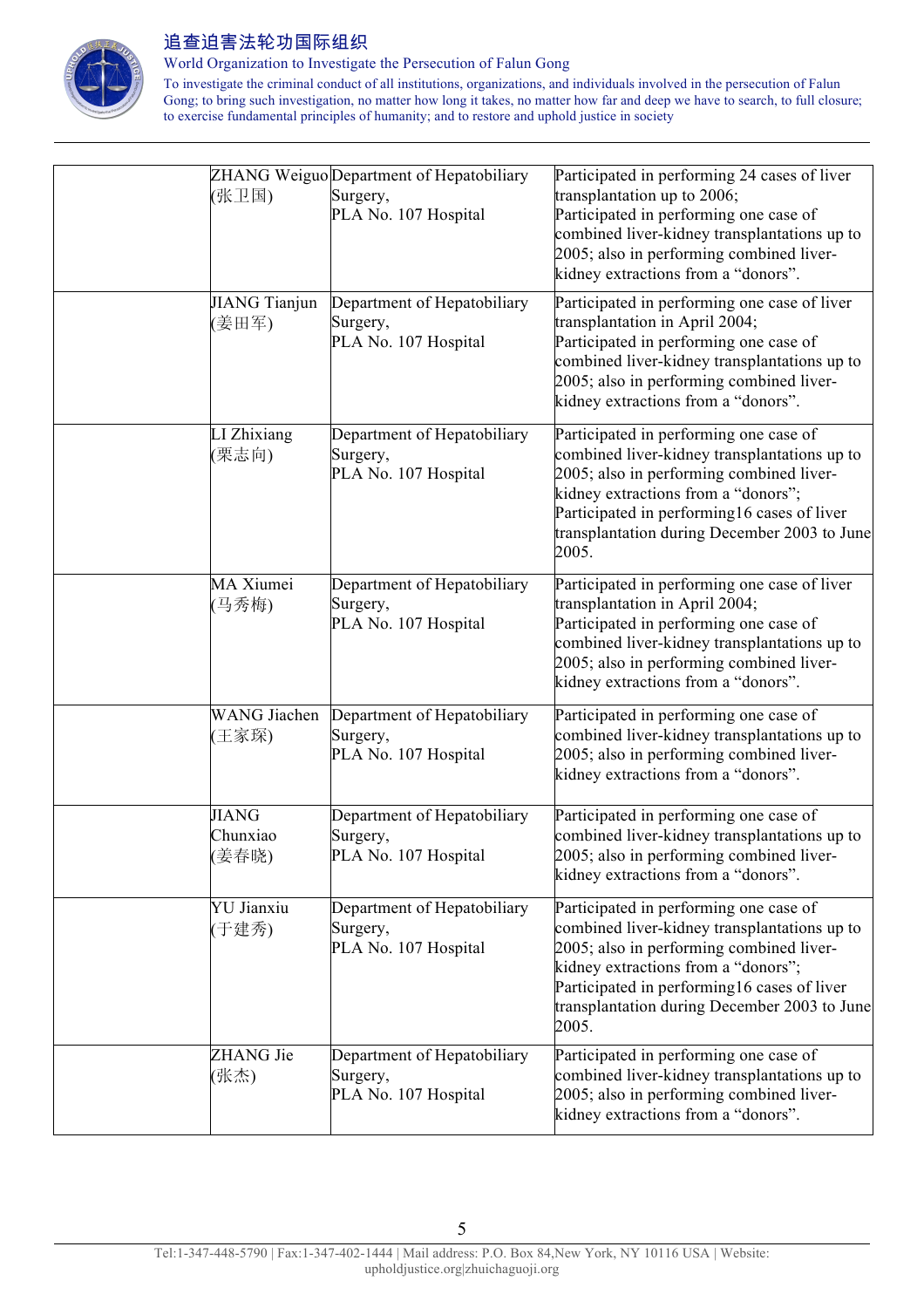|  |  |  |  |
|---|---|---|---|
|  | ZHANG Weiguo (张卫国) | Department of Hepatobiliary Surgery, PLA No. 107 Hospital | Participated in performing 24 cases of liver transplantation up to 2006; Participated in performing one case of combined liver-kidney transplantations up to 2005; also in performing combined liver-kidney extractions from a "donors". |
|  | JIANG Tianjun (姜田军) | Department of Hepatobiliary Surgery, PLA No. 107 Hospital | Participated in performing one case of liver transplantation in April 2004; Participated in performing one case of combined liver-kidney transplantations up to 2005; also in performing combined liver-kidney extractions from a "donors". |
|  | LI Zhixiang (栗志向) | Department of Hepatobiliary Surgery, PLA No. 107 Hospital | Participated in performing one case of combined liver-kidney transplantations up to 2005; also in performing combined liver-kidney extractions from a "donors"; Participated in performing16 cases of liver transplantation during December 2003 to June 2005. |
|  | MA Xiumei (马秀梅) | Department of Hepatobiliary Surgery, PLA No. 107 Hospital | Participated in performing one case of liver transplantation in April 2004; Participated in performing one case of combined liver-kidney transplantations up to 2005; also in performing combined liver-kidney extractions from a "donors". |
|  | WANG Jiachen (王家琛) | Department of Hepatobiliary Surgery, PLA No. 107 Hospital | Participated in performing one case of combined liver-kidney transplantations up to 2005; also in performing combined liver-kidney extractions from a "donors". |
|  | JIANG Chunxiao (姜春晓) | Department of Hepatobiliary Surgery, PLA No. 107 Hospital | Participated in performing one case of combined liver-kidney transplantations up to 2005; also in performing combined liver-kidney extractions from a "donors". |
|  | YU Jianxiu (于建秀) | Department of Hepatobiliary Surgery, PLA No. 107 Hospital | Participated in performing one case of combined liver-kidney transplantations up to 2005; also in performing combined liver-kidney extractions from a "donors"; Participated in performing16 cases of liver transplantation during December 2003 to June 2005. |
|  | ZHANG Jie (张杰) | Department of Hepatobiliary Surgery, PLA No. 107 Hospital | Participated in performing one case of combined liver-kidney transplantations up to 2005; also in performing combined liver-kidney extractions from a "donors". |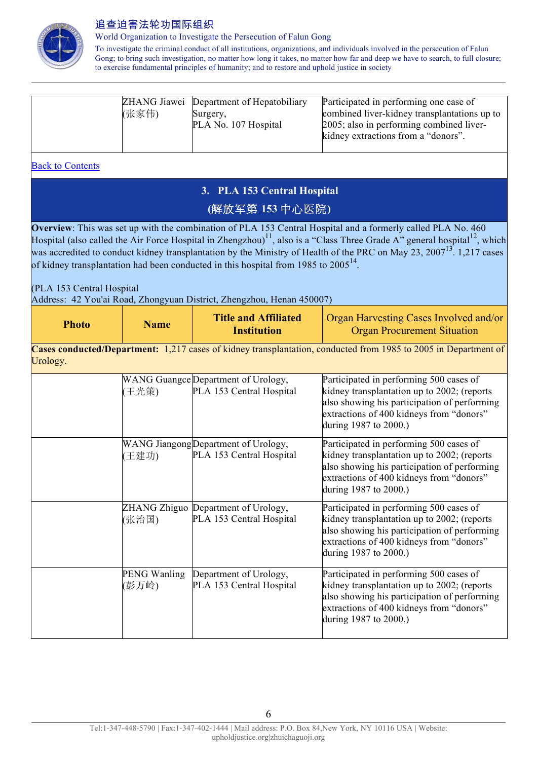| Photo | Name | Title and Affiliated Institution | Organ Harvesting Cases Involved and/or Organ Procurement Situation |
|---|---|---|---|
| | ZHANG Jiawei (张家伟) | Department of Hepatobiliary Surgery, PLA No. 107 Hospital | Participated in performing one case of combined liver-kidney transplantations up to 2005; also in performing combined liver-kidney extractions from a “donors”. |

Back to Contents

## 3. PLA 153 Central Hospital

## (解放军第 153 中心医院)

**Overview**: This was set up with the combination of PLA 153 Central Hospital and a formerly called PLA No. 460 Hospital (also called the Air Force Hospital in Zhengzhou)[11], also is a “Class Three Grade A” general hospital[12], which was accredited to conduct kidney transplantation by the Ministry of Health of the PRC on May 23, 2007[13]. 1,217 cases of kidney transplantation had been conducted in this hospital from 1985 to 2005[14].

(PLA 153 Central Hospital
Address: 42 You'ai Road, Zhongyuan District, Zhengzhou, Henan 450007)

| Photo | Name | Title and Affiliated Institution | Organ Harvesting Cases Involved and/or Organ Procurement Situation |
|---|---|---|---|
| **Cases conducted/Department:** 1,217 cases of kidney transplantation, conducted from 1985 to 2005 in Department of Urology. | | | |
| | WANG Guangce (王光策) | Department of Urology, PLA 153 Central Hospital | Participated in performing 500 cases of kidney transplantation up to 2002; (reports also showing his participation of performing extractions of 400 kidneys from “donors” during 1987 to 2000.) |
| | WANG Jiangong (王建功) | Department of Urology, PLA 153 Central Hospital | Participated in performing 500 cases of kidney transplantation up to 2002; (reports also showing his participation of performing extractions of 400 kidneys from “donors” during 1987 to 2000.) |
| | ZHANG Zhiguo (张治国) | Department of Urology, PLA 153 Central Hospital | Participated in performing 500 cases of kidney transplantation up to 2002; (reports also showing his participation of performing extractions of 400 kidneys from “donors” during 1987 to 2000.) |
| | PENG Wanling (彭万岭) | Department of Urology, PLA 153 Central Hospital | Participated in performing 500 cases of kidney transplantation up to 2002; (reports also showing his participation of performing extractions of 400 kidneys from “donors” during 1987 to 2000.) |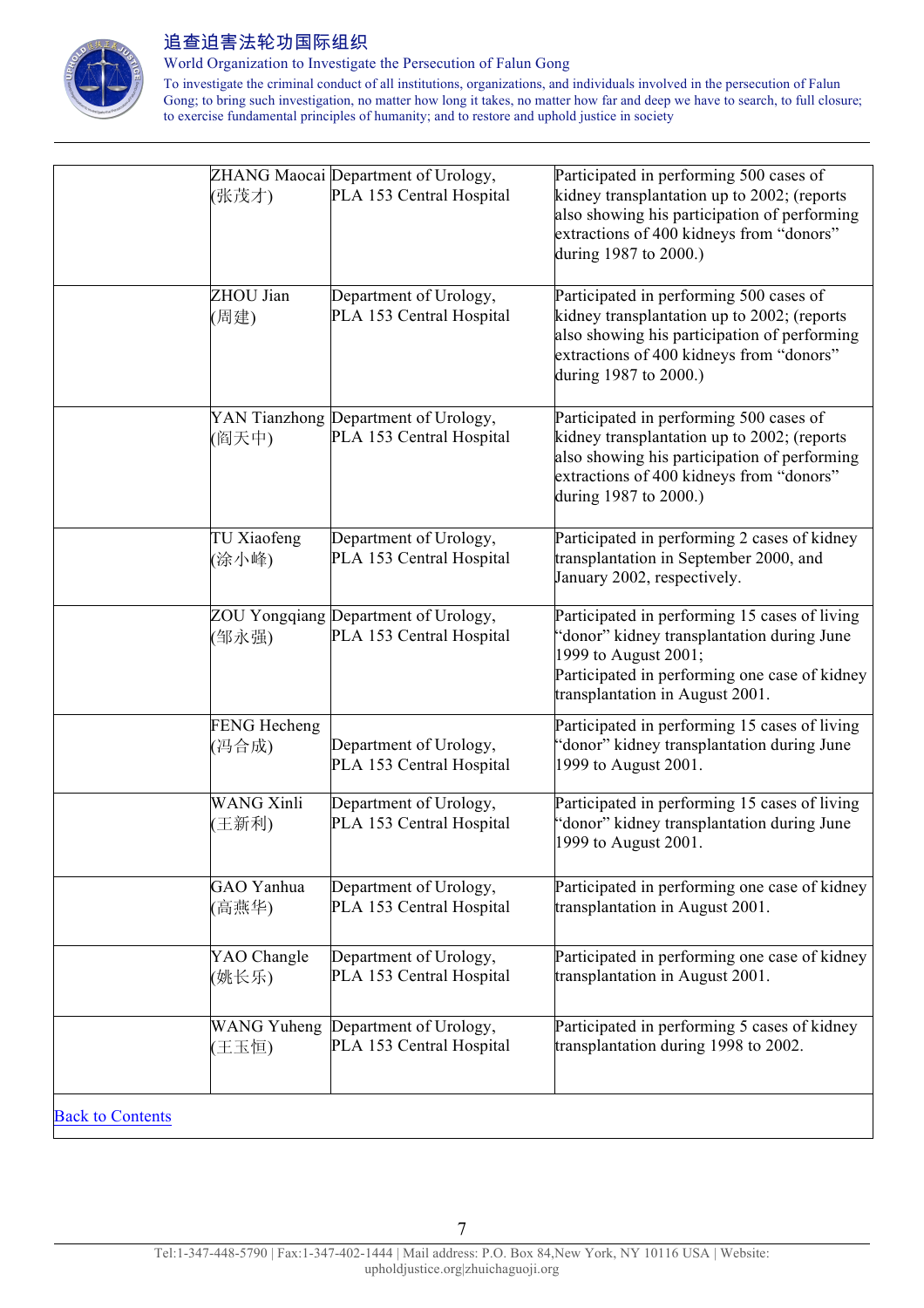| | | | |
|---|---|---|---|
| | ZHANG Maocai (张茂才) | Department of Urology, PLA 153 Central Hospital | Participated in performing 500 cases of kidney transplantation up to 2002; (reports also showing his participation of performing extractions of 400 kidneys from "donors" during 1987 to 2000.) |
| | ZHOU Jian (周建) | Department of Urology, PLA 153 Central Hospital | Participated in performing 500 cases of kidney transplantation up to 2002; (reports also showing his participation of performing extractions of 400 kidneys from "donors" during 1987 to 2000.) |
| | YAN Tianzhong (阎天中) | Department of Urology, PLA 153 Central Hospital | Participated in performing 500 cases of kidney transplantation up to 2002; (reports also showing his participation of performing extractions of 400 kidneys from "donors" during 1987 to 2000.) |
| | TU Xiaofeng (涂小峰) | Department of Urology, PLA 153 Central Hospital | Participated in performing 2 cases of kidney transplantation in September 2000, and January 2002, respectively. |
| | ZOU Yongqiang (邹永强) | Department of Urology, PLA 153 Central Hospital | Participated in performing 15 cases of living "donor" kidney transplantation during June 1999 to August 2001; Participated in performing one case of kidney transplantation in August 2001. |
| | FENG Hecheng (冯合成) | Department of Urology, PLA 153 Central Hospital | Participated in performing 15 cases of living "donor" kidney transplantation during June 1999 to August 2001. |
| | WANG Xinli (王新利) | Department of Urology, PLA 153 Central Hospital | Participated in performing 15 cases of living "donor" kidney transplantation during June 1999 to August 2001. |
| | GAO Yanhua (高燕华) | Department of Urology, PLA 153 Central Hospital | Participated in performing one case of kidney transplantation in August 2001. |
| | YAO Changle (姚长乐) | Department of Urology, PLA 153 Central Hospital | Participated in performing one case of kidney transplantation in August 2001. |
| | WANG Yuheng (王玉恒) | Department of Urology, PLA 153 Central Hospital | Participated in performing 5 cases of kidney transplantation during 1998 to 2002. |

Back to Contents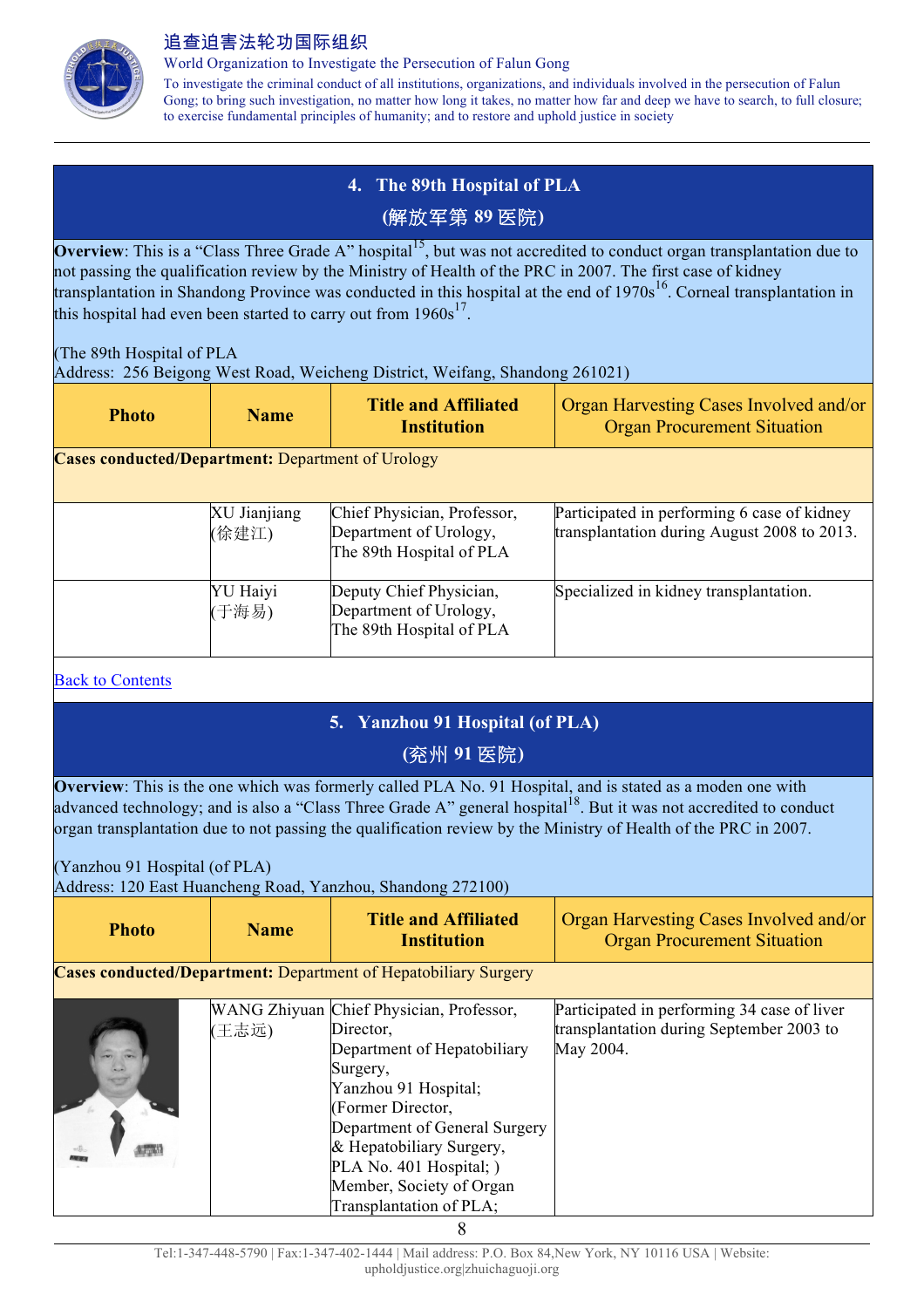## 4. The 89th Hospital of PLA

## (解放军第 89 医院)

**Overview**: This is a "Class Three Grade A" hospital[15], but was not accredited to conduct organ transplantation due to not passing the qualification review by the Ministry of Health of the PRC in 2007. The first case of kidney transplantation in Shandong Province was conducted in this hospital at the end of 1970s[16]. Corneal transplantation in this hospital had even been started to carry out from 1960s[17].

(The 89th Hospital of PLA
Address: 256 Beigong West Road, Weicheng District, Weifang, Shandong 261021)

| Photo | Name | Title and Affiliated Institution | Organ Harvesting Cases Involved and/or Organ Procurement Situation |
|---|---|---|---|
| **Cases conducted/Department:** Department of Urology | | | |
| | XU Jianjiang (徐建江) | Chief Physician, Professor, Department of Urology, The 89th Hospital of PLA | Participated in performing 6 case of kidney transplantation during August 2008 to 2013. |
| | YU Haiyi (于海易) | Deputy Chief Physician, Department of Urology, The 89th Hospital of PLA | Specialized in kidney transplantation. |

[Back to Contents]

## 5. Yanzhou 91 Hospital (of PLA)

## (兖州 91 医院)

**Overview**: This is the one which was formerly called PLA No. 91 Hospital, and is stated as a moden one with advanced technology; and is also a "Class Three Grade A" general hospital[18]. But it was not accredited to conduct organ transplantation due to not passing the qualification review by the Ministry of Health of the PRC in 2007.

(Yanzhou 91 Hospital (of PLA)
Address: 120 East Huancheng Road, Yanzhou, Shandong 272100)

| Photo | Name | Title and Affiliated Institution | Organ Harvesting Cases Involved and/or Organ Procurement Situation |
|---|---|---|---|
| **Cases conducted/Department:** Department of Hepatobiliary Surgery | | | |
| | WANG Zhiyuan (王志远) | Chief Physician, Professor, Director, Department of Hepatobiliary Surgery, Yanzhou 91 Hospital; (Former Director, Department of General Surgery & Hepatobiliary Surgery, PLA No. 401 Hospital; ) Member, Society of Organ Transplantation of PLA; | Participated in performing 34 case of liver transplantation during September 2003 to May 2004. |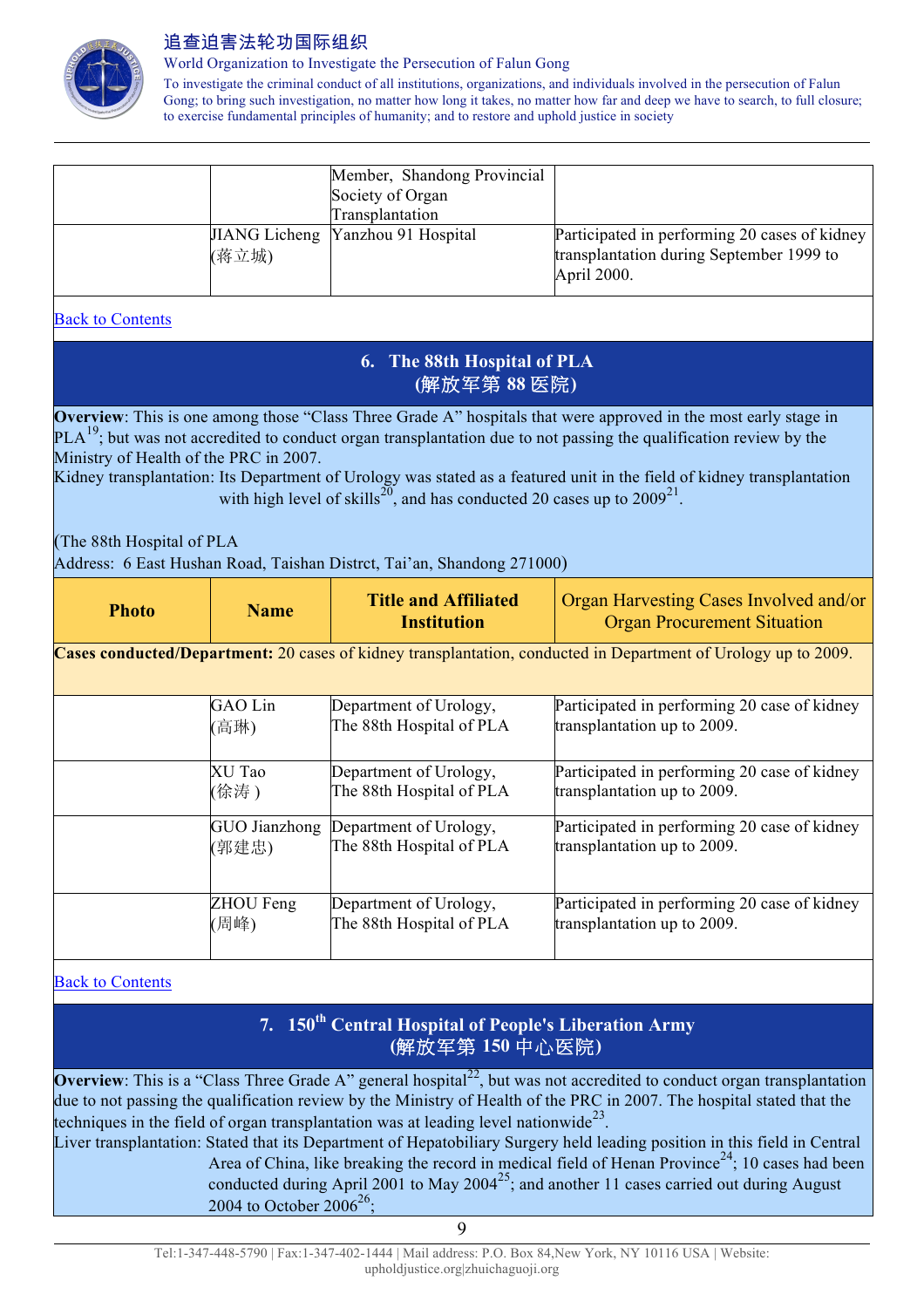| | | Member, Shandong Provincial Society of Organ Transplantation | |
|---|---|---|---|
| | JIANG Licheng (蒋立城) | Yanzhou 91 Hospital | Participated in performing 20 cases of kidney transplantation during September 1999 to April 2000. |

Back to Contents

## 6. The 88th Hospital of PLA (解放军第 88 医院)

**Overview**: This is one among those "Class Three Grade A" hospitals that were approved in the most early stage in PLA[19]; but was not accredited to conduct organ transplantation due to not passing the qualification review by the Ministry of Health of the PRC in 2007.

Kidney transplantation: Its Department of Urology was stated as a featured unit in the field of kidney transplantation with high level of skills[20], and has conducted 20 cases up to 2009[21].

(The 88th Hospital of PLA
Address: 6 East Hushan Road, Taishan Distrct, Tai'an, Shandong 271000)

| Photo | Name | Title and Affiliated Institution | Organ Harvesting Cases Involved and/or Organ Procurement Situation |
|---|---|---|---|
| **Cases conducted/Department:** 20 cases of kidney transplantation, conducted in Department of Urology up to 2009. | | | |
| | GAO Lin (高琳) | Department of Urology, The 88th Hospital of PLA | Participated in performing 20 case of kidney transplantation up to 2009. |
| | XU Tao (徐涛 ) | Department of Urology, The 88th Hospital of PLA | Participated in performing 20 case of kidney transplantation up to 2009. |
| | GUO Jianzhong (郭建忠) | Department of Urology, The 88th Hospital of PLA | Participated in performing 20 case of kidney transplantation up to 2009. |
| | ZHOU Feng (周峰) | Department of Urology, The 88th Hospital of PLA | Participated in performing 20 case of kidney transplantation up to 2009. |

Back to Contents

## 7. 150th Central Hospital of People's Liberation Army (解放军第 150 中心医院)

**Overview**: This is a "Class Three Grade A" general hospital[22], but was not accredited to conduct organ transplantation due to not passing the qualification review by the Ministry of Health of the PRC in 2007. The hospital stated that the techniques in the field of organ transplantation was at leading level nationwide[23].

Liver transplantation: Stated that its Department of Hepatobiliary Surgery held leading position in this field in Central Area of China, like breaking the record in medical field of Henan Province[24]; 10 cases had been conducted during April 2001 to May 2004[25]; and another 11 cases carried out during August 2004 to October 2006[26];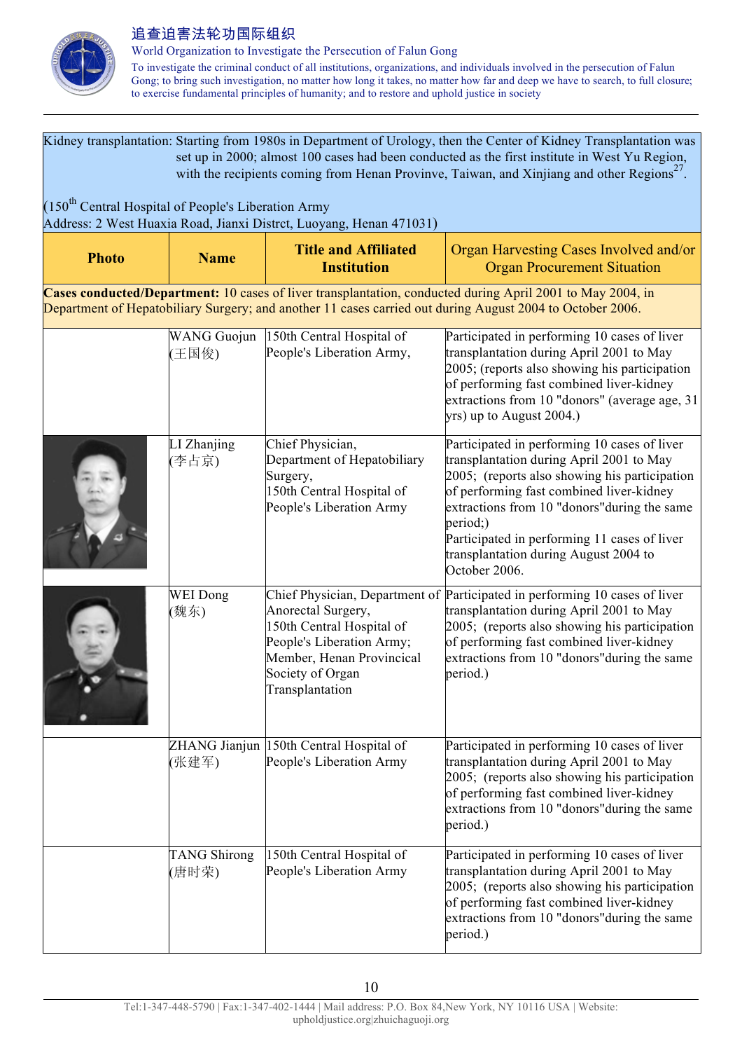Kidney transplantation: Starting from 1980s in Department of Urology, then the Center of Kidney Transplantation was set up in 2000; almost 100 cases had been conducted as the first institute in West Yu Region, with the recipients coming from Henan Provinve, Taiwan, and Xinjiang and other Regions[27].

(150th Central Hospital of People's Liberation Army
Address: 2 West Huaxia Road, Jianxi Distrct, Luoyang, Henan 471031)

| Photo | Name | Title and Affiliated Institution | Organ Harvesting Cases Involved and/or Organ Procurement Situation |
|---|---|---|---|
| **Cases conducted/Department:** 10 cases of liver transplantation, conducted during April 2001 to May 2004, in Department of Hepatobiliary Surgery; and another 11 cases carried out during August 2004 to October 2006. | | | |
| | WANG Guojun (王国俊) | 150th Central Hospital of People's Liberation Army, | Participated in performing 10 cases of liver transplantation during April 2001 to May 2005; (reports also showing his participation of performing fast combined liver-kidney extractions from 10 "donors" (average age, 31 yrs) up to August 2004.) |
| | LI Zhanjing (李占京) | Chief Physician, Department of Hepatobiliary Surgery, 150th Central Hospital of People's Liberation Army | Participated in performing 10 cases of liver transplantation during April 2001 to May 2005; (reports also showing his participation of performing fast combined liver-kidney extractions from 10 "donors"during the same period;) Participated in performing 11 cases of liver transplantation during August 2004 to October 2006. |
| | WEI Dong (魏东) | Chief Physician, Department of Anorectal Surgery, 150th Central Hospital of People's Liberation Army; Member, Henan Provincical Society of Organ Transplantation | Participated in performing 10 cases of liver transplantation during April 2001 to May 2005; (reports also showing his participation of performing fast combined liver-kidney extractions from 10 "donors"during the same period.) |
| | ZHANG Jianjun (张建军) | 150th Central Hospital of People's Liberation Army | Participated in performing 10 cases of liver transplantation during April 2001 to May 2005; (reports also showing his participation of performing fast combined liver-kidney extractions from 10 "donors"during the same period.) |
| | TANG Shirong (唐时荣) | 150th Central Hospital of People's Liberation Army | Participated in performing 10 cases of liver transplantation during April 2001 to May 2005; (reports also showing his participation of performing fast combined liver-kidney extractions from 10 "donors"during the same period.) |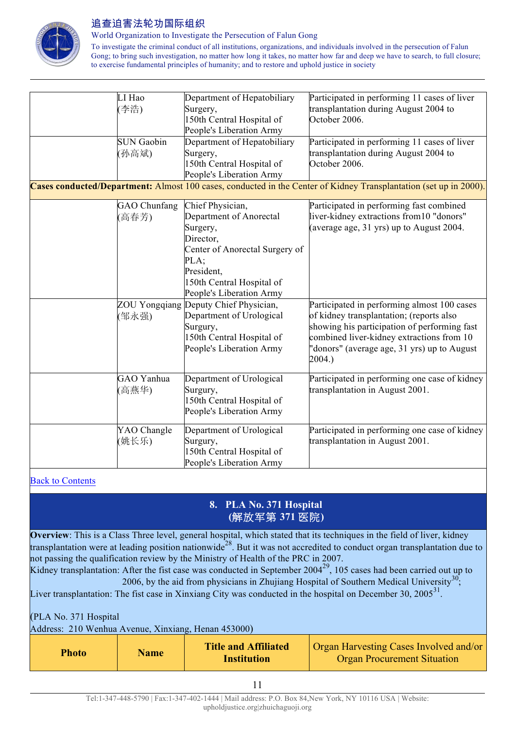| Photo | Name | Title and Affiliated Institution | Organ Harvesting Cases Involved and/or Organ Procurement Situation |
|---|---|---|---|
| | LI Hao (李浩) | Department of Hepatobiliary Surgery, 150th Central Hospital of People's Liberation Army | Participated in performing 11 cases of liver transplantation during August 2004 to October 2006. |
| | SUN Gaobin (孙高斌) | Department of Hepatobiliary Surgery, 150th Central Hospital of People's Liberation Army | Participated in performing 11 cases of liver transplantation during August 2004 to October 2006. |
| **Cases conducted/Department:** Almost 100 cases, conducted in the Center of Kidney Transplantation (set up in 2000). | | | |
| | GAO Chunfang (高春芳) | Chief Physician, Department of Anorectal Surgery, Director, Center of Anorectal Surgery of PLA; President, 150th Central Hospital of People's Liberation Army | Participated in performing fast combined liver-kidney extractions from10 "donors" (average age, 31 yrs) up to August 2004. |
| | ZOU Yongqiang (邹永强) | Deputy Chief Physician, Department of Urological Surgury, 150th Central Hospital of People's Liberation Army | Participated in performing almost 100 cases of kidney transplantation; (reports also showing his participation of performing fast combined liver-kidney extractions from 10 "donors" (average age, 31 yrs) up to August 2004.) |
| | GAO Yanhua (高燕华) | Department of Urological Surgury, 150th Central Hospital of People's Liberation Army | Participated in performing one case of kidney transplantation in August 2001. |
| | YAO Changle (姚长乐) | Department of Urological Surgury, 150th Central Hospital of People's Liberation Army | Participated in performing one case of kidney transplantation in August 2001. |

Back to Contents

## 8. PLA No. 371 Hospital (解放军第 371 医院)

**Overview**: This is a Class Three level, general hospital, which stated that its techniques in the field of liver, kidney transplantation were at leading position nationwide[28]. But it was not accredited to conduct organ transplantation due to not passing the qualification review by the Ministry of Health of the PRC in 2007.

Kidney transplantation: After the fist case was conducted in September 2004[29], 105 cases had been carried out up to 2006, by the aid from physicians in Zhujiang Hospital of Southern Medical University[30];

Liver transplantation: The fist case in Xinxiang City was conducted in the hospital on December 30, 2005[31].

(PLA No. 371 Hospital
Address: 210 Wenhua Avenue, Xinxiang, Henan 453000)

| Photo | Name | Title and Affiliated Institution | Organ Harvesting Cases Involved and/or Organ Procurement Situation |
|---|---|---|---|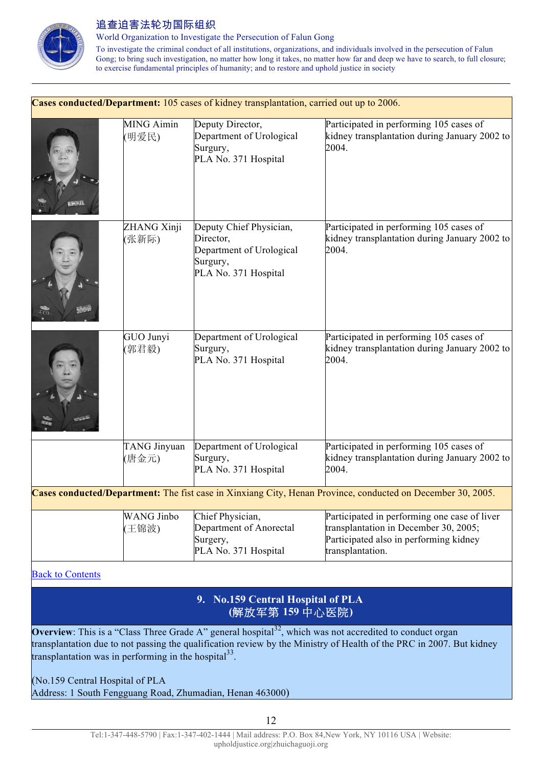| | | | |
|---|---|---|---|
| **Cases conducted/Department:** 105 cases of kidney transplantation, carried out up to 2006. | | | |
| | MING Aimin (明爱民) | Deputy Director, Department of Urological Surgery, PLA No. 371 Hospital | Participated in performing 105 cases of kidney transplantation during January 2002 to 2004. |
| | ZHANG Xinji (张新际) | Deputy Chief Physician, Director, Department of Urological Surgery, PLA No. 371 Hospital | Participated in performing 105 cases of kidney transplantation during January 2002 to 2004. |
| | GUO Junyi (郭君毅) | Department of Urological Surgery, PLA No. 371 Hospital | Participated in performing 105 cases of kidney transplantation during January 2002 to 2004. |
| | TANG Jinyuan (唐金元) | Department of Urological Surgery, PLA No. 371 Hospital | Participated in performing 105 cases of kidney transplantation during January 2002 to 2004. |
| **Cases conducted/Department:** The fist case in Xinxiang City, Henan Province, conducted on December 30, 2005. | | | |
| | WANG Jinbo (王锦波) | Chief Physician, Department of Anorectal Surgery, PLA No. 371 Hospital | Participated in performing one case of liver transplantation in December 30, 2005; Participated also in performing kidney transplantation. |

Back to Contents

## 9. No.159 Central Hospital of PLA (解放军第 159 中心医院)

**Overview**: This is a "Class Three Grade A" general hospital[32], which was not accredited to conduct organ transplantation due to not passing the qualification review by the Ministry of Health of the PRC in 2007. But kidney transplantation was in performing in the hospital[33].

(No.159 Central Hospital of PLA
Address: 1 South Fengguang Road, Zhumadian, Henan 463000)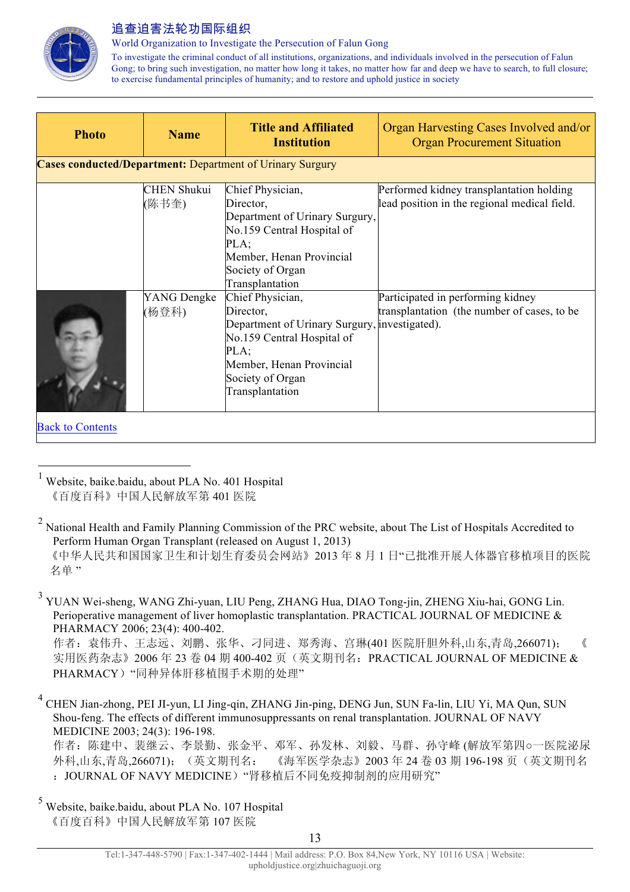| Photo | Name | Title and Affiliated Institution | Organ Harvesting Cases Involved and/or Organ Procurement Situation |
|---|---|---|---|
| **Cases conducted/Department:** Department of Urinary Surgury | | | |
| | CHEN Shukui (陈书奎) | Chief Physician, Director, Department of Urinary Surgury, No.159 Central Hospital of PLA; Member, Henan Provincial Society of Organ Transplantation | Performed kidney transplantation holding lead position in the regional medical field. |
| | YANG Dengke (杨登科) | Chief Physician, Director, Department of Urinary Surgury, No.159 Central Hospital of PLA; Member, Henan Provincial Society of Organ Transplantation | Participated in performing kidney transplantation (the number of cases, to be investigated). |

Back to Contents

---

[1] Website, baike.baidu, about PLA No. 401 Hospital
《百度百科》中国人民解放军第 401 医院

[2] National Health and Family Planning Commission of the PRC website, about The List of Hospitals Accredited to Perform Human Organ Transplant (released on August 1, 2013)
《中华人民共和国国家卫生和计划生育委员会网站》2013 年 8 月 1 日"已批准开展人体器官移植项目的医院名单"

[3] YUAN Wei-sheng, WANG Zhi-yuan, LIU Peng, ZHANG Hua, DIAO Tong-jin, ZHENG Xiu-hai, GONG Lin. Perioperative management of liver homoplastic transplantation. PRACTICAL JOURNAL OF MEDICINE & PHARMACY 2006; 23(4): 400-402.
作者：袁伟升、王志远、刘鹏、张华、刁同进、郑秀海、宫琳(401 医院肝胆外科,山东,青岛,266071)；《实用医药杂志》2006 年 23 卷 04 期 400-402 页（英文期刊名：PRACTICAL JOURNAL OF MEDICINE & PHARMACY）"同种异体肝移植围手术期的处理"

[4] CHEN Jian-zhong, PEI JI-yun, LI Jing-qin, ZHANG Jin-ping, DENG Jun, SUN Fa-lin, LIU Yi, MA Qun, SUN Shou-feng. The effects of different immunosuppressants on renal transplantation. JOURNAL OF NAVY MEDICINE 2003; 24(3): 196-198.
作者：陈建中、裴继云、李景勤、张金平、邓军、孙发林、刘毅、马群、孙守峰 (解放军第四○一医院泌尿外科,山东,青岛,266071)；（英文期刊名：《海军医学杂志》2003 年 24 卷 03 期 196-198 页（英文期刊名：JOURNAL OF NAVY MEDICINE）"肾移植后不同免疫抑制剂的应用研究"

[5] Website, baike.baidu, about PLA No. 107 Hospital
《百度百科》中国人民解放军第 107 医院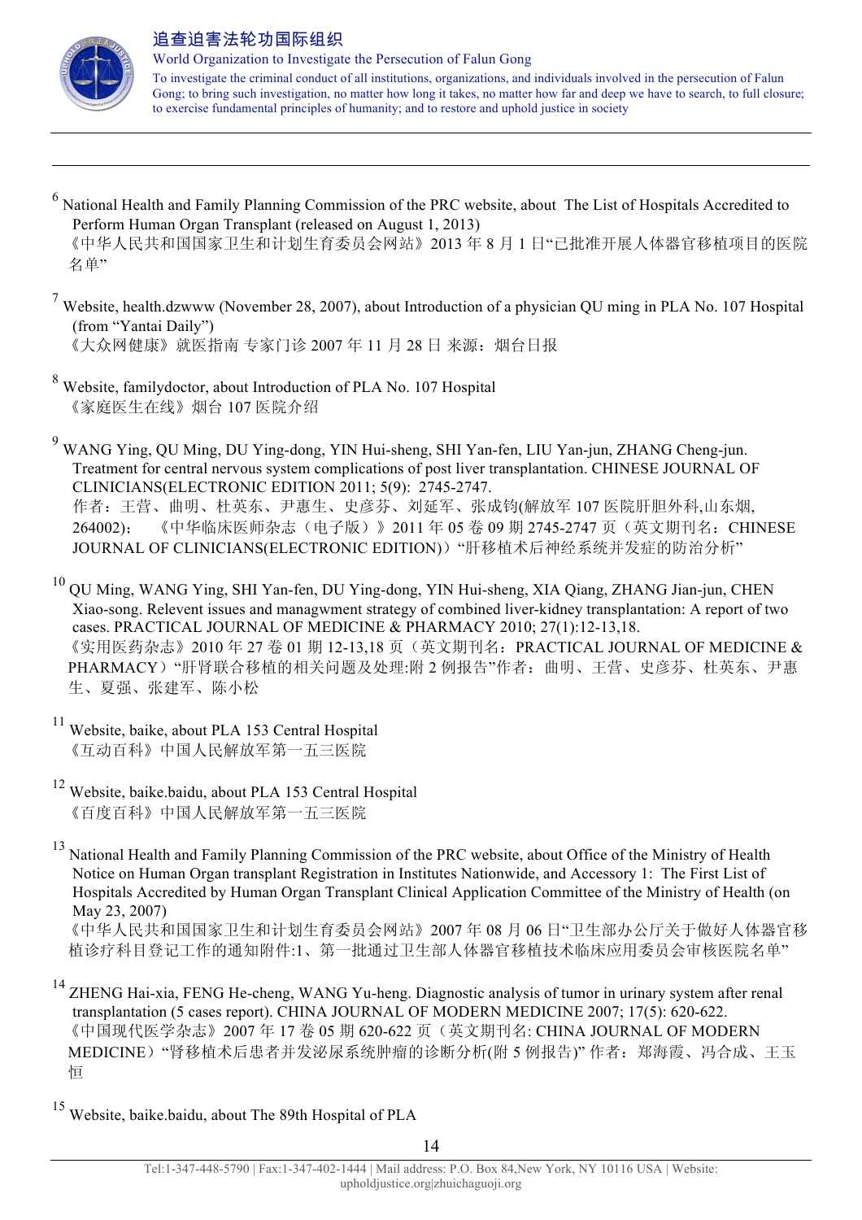[6] National Health and Family Planning Commission of the PRC website, about The List of Hospitals Accredited to Perform Human Organ Transplant (released on August 1, 2013)
《中华人民共和国国家卫生和计划生育委员会网站》2013 年 8 月 1 日"已批准开展人体器官移植项目的医院名单"

[7] Website, health.dzwww (November 28, 2007), about Introduction of a physician QU ming in PLA No. 107 Hospital (from "Yantai Daily")
《大众网健康》就医指南 专家门诊 2007 年 11 月 28 日 来源：烟台日报

[8] Website, familydoctor, about Introduction of PLA No. 107 Hospital
《家庭医生在线》烟台 107 医院介绍

[9] WANG Ying, QU Ming, DU Ying-dong, YIN Hui-sheng, SHI Yan-fen, LIU Yan-jun, ZHANG Cheng-jun. Treatment for central nervous system complications of post liver transplantation. CHINESE JOURNAL OF CLINICIANS(ELECTRONIC EDITION) 2011; 5(9): 2745-2747.
作者：王营、曲明、杜英东、尹惠生、史彦芬、刘延军、张成钧(解放军 107 医院肝胆外科,山东烟, 264002); 《中华临床医师杂志（电子版）》2011 年 05 卷 09 期 2745-2747 页（英文期刊名：CHINESE JOURNAL OF CLINICIANS(ELECTRONIC EDITION)）"肝移植术后神经系统并发症的防治分析"

[10] QU Ming, WANG Ying, SHI Yan-fen, DU Ying-dong, YIN Hui-sheng, XIA Qiang, ZHANG Jian-jun, CHEN Xiao-song. Relevent issues and managwment strategy of combined liver-kidney transplantation: A report of two cases. PRACTICAL JOURNAL OF MEDICINE & PHARMACY 2010; 27(1):12-13,18.
《实用医药杂志》2010 年 27 卷 01 期 12-13,18 页（英文期刊名：PRACTICAL JOURNAL OF MEDICINE & PHARMACY）"肝肾联合移植的相关问题及处理:附 2 例报告"作者：曲明、王营、史彦芬、杜英东、尹惠生、夏强、张建军、陈小松

[11] Website, baike, about PLA 153 Central Hospital
《互动百科》中国人民解放军第一五三医院

[12] Website, baike.baidu, about PLA 153 Central Hospital
《百度百科》中国人民解放军第一五三医院

[13] National Health and Family Planning Commission of the PRC website, about Office of the Ministry of Health Notice on Human Organ transplant Registration in Institutes Nationwide, and Accessory 1: The First List of Hospitals Accredited by Human Organ Transplant Clinical Application Committee of the Ministry of Health (on May 23, 2007)
《中华人民共和国国家卫生和计划生育委员会网站》2007 年 08 月 06 日"卫生部办公厅关于做好人体器官移植诊疗科目登记工作的通知附件:1、第一批通过卫生部人体器官移植技术临床应用委员会审核医院名单"

[14] ZHENG Hai-xia, FENG He-cheng, WANG Yu-heng. Diagnostic analysis of tumor in urinary system after renal transplantation (5 cases report). CHINA JOURNAL OF MODERN MEDICINE 2007; 17(5): 620-622.
《中国现代医学杂志》2007 年 17 卷 05 期 620-622 页（英文期刊名: CHINA JOURNAL OF MODERN MEDICINE）"肾移植术后患者并发泌尿系统肿瘤的诊断分析(附 5 例报告)" 作者：郑海霞、冯合成、王玉恒

[15] Website, baike.baidu, about The 89th Hospital of PLA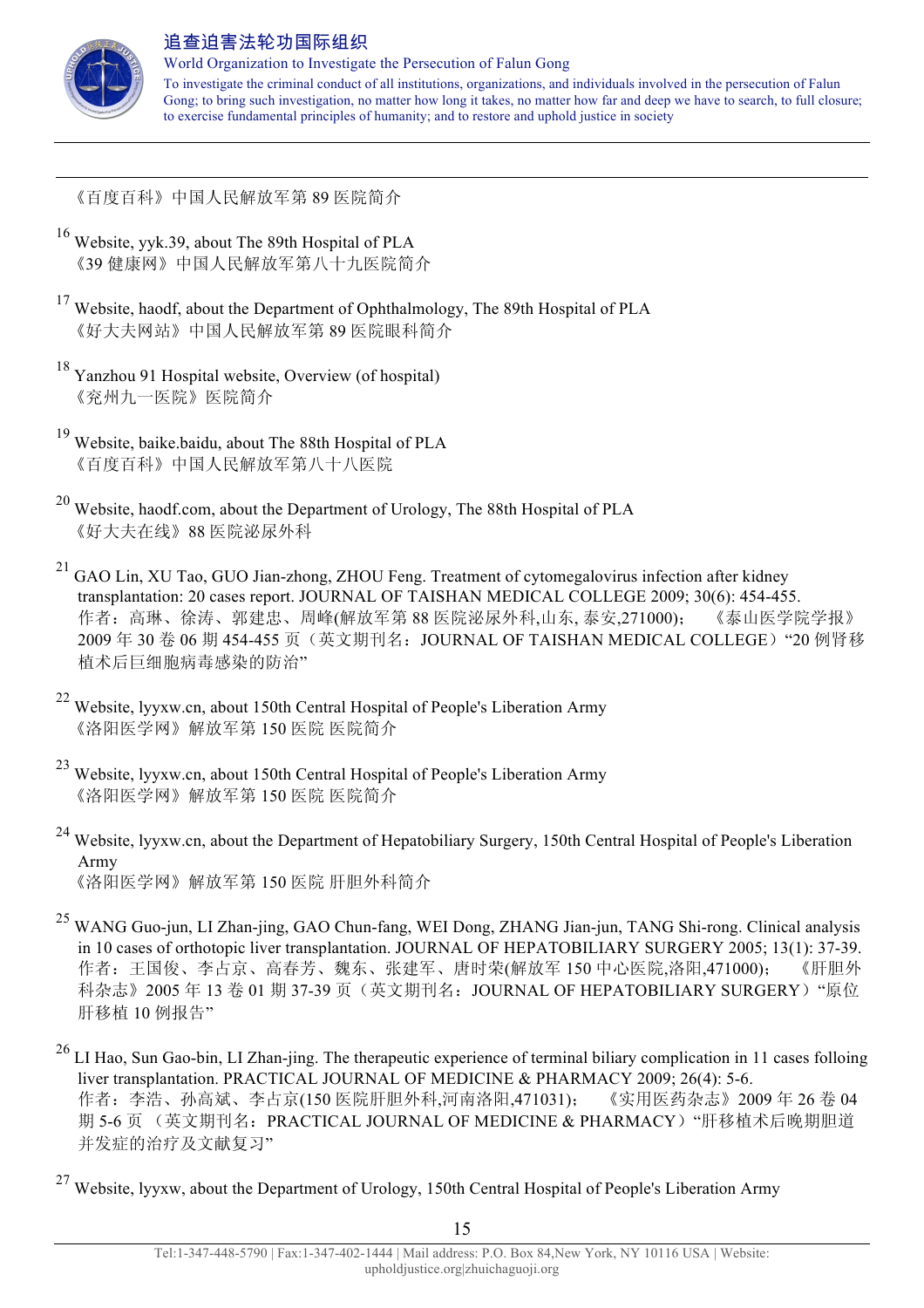《百度百科》中国人民解放军第 89 医院简介

[16] Website, yyk.39, about The 89th Hospital of PLA
《39 健康网》中国人民解放军第八十九医院简介

[17] Website, haodf, about the Department of Ophthalmology, The 89th Hospital of PLA
《好大夫网站》中国人民解放军第 89 医院眼科简介

[18] Yanzhou 91 Hospital website, Overview (of hospital)
《兖州九一医院》医院简介

[19] Website, baike.baidu, about The 88th Hospital of PLA
《百度百科》中国人民解放军第八十八医院

[20] Website, haodf.com, about the Department of Urology, The 88th Hospital of PLA
《好大夫在线》88 医院泌尿外科

[21] GAO Lin, XU Tao, GUO Jian-zhong, ZHOU Feng. Treatment of cytomegalovirus infection after kidney transplantation: 20 cases report. JOURNAL OF TAISHAN MEDICAL COLLEGE 2009; 30(6): 454-455.
作者：高琳、徐涛、郭建忠、周峰(解放军第 88 医院泌尿外科,山东, 泰安,271000)； 《泰山医学院学报》2009 年 30 卷 06 期 454-455 页（英文期刊名：JOURNAL OF TAISHAN MEDICAL COLLEGE）"20 例肾移植术后巨细胞病毒感染的防治"

[22] Website, lyyxw.cn, about 150th Central Hospital of People's Liberation Army
《洛阳医学网》解放军第 150 医院 医院简介

[23] Website, lyyxw.cn, about 150th Central Hospital of People's Liberation Army
《洛阳医学网》解放军第 150 医院 医院简介

[24] Website, lyyxw.cn, about the Department of Hepatobiliary Surgery, 150th Central Hospital of People's Liberation Army
《洛阳医学网》解放军第 150 医院 肝胆外科简介

[25] WANG Guo-jun, LI Zhan-jing, GAO Chun-fang, WEI Dong, ZHANG Jian-jun, TANG Shi-rong. Clinical analysis in 10 cases of orthotopic liver transplantation. JOURNAL OF HEPATOBILIARY SURGERY 2005; 13(1): 37-39.
作者：王国俊、李占京、高春芳、魏东、张建军、唐时荣(解放军 150 中心医院,洛阳,471000)； 《肝胆外科杂志》2005 年 13 卷 01 期 37-39 页（英文期刊名：JOURNAL OF HEPATOBILIARY SURGERY）"原位肝移植 10 例报告"

[26] LI Hao, Sun Gao-bin, LI Zhan-jing. The therapeutic experience of terminal biliary complication in 11 cases folloing liver transplantation. PRACTICAL JOURNAL OF MEDICINE & PHARMACY 2009; 26(4): 5-6.
作者：李浩、孙高斌、李占京(150 医院肝胆外科,河南洛阳,471031)； 《实用医药杂志》2009 年 26 卷 04 期 5-6 页 （英文期刊名：PRACTICAL JOURNAL OF MEDICINE & PHARMACY）"肝移植术后晚期胆道并发症的治疗及文献复习"

[27] Website, lyyxw, about the Department of Urology, 150th Central Hospital of People's Liberation Army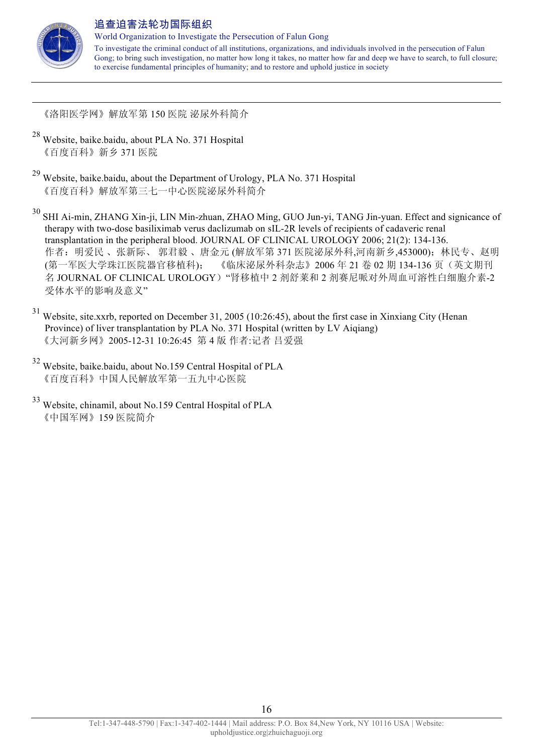《洛阳医学网》解放军第 150 医院 泌尿外科简介

[28] Website, baike.baidu, about PLA No. 371 Hospital
《百度百科》新乡 371 医院

[29] Website, baike.baidu, about the Department of Urology, PLA No. 371 Hospital
《百度百科》解放军第三七一中心医院泌尿外科简介

[30] SHI Ai-min, ZHANG Xin-ji, LIN Min-zhuan, ZHAO Ming, GUO Jun-yi, TANG Jin-yuan. Effect and signicance of therapy with two-dose basiliximab verus daclizumab on sIL-2R levels of recipients of cadaveric renal transplantation in the peripheral blood. JOURNAL OF CLINICAL UROLOGY 2006; 21(2): 134-136.
作者：明爱民 、张新际、 郭君毅 、唐金元 (解放军第 371 医院泌尿外科,河南新乡,453000)；林民专、赵明 (第一军医大学珠江医院器官移植科)； 《临床泌尿外科杂志》2006 年 21 卷 02 期 134-136 页（英文期刊名 JOURNAL OF CLINICAL UROLOGY）“肾移植中 2 剂舒莱和 2 剂赛尼哌对外周血可溶性白细胞介素-2 受体水平的影响及意义”

[31] Website, site.xxrb, reported on December 31, 2005 (10:26:45), about the first case in Xinxiang City (Henan Province) of liver transplantation by PLA No. 371 Hospital (written by LV Aiqiang)
《大河新乡网》2005-12-31 10:26:45 第 4 版 作者:记者 吕爱强

[32] Website, baike.baidu, about No.159 Central Hospital of PLA
《百度百科》中国人民解放军第一五九中心医院

[33] Website, chinamil, about No.159 Central Hospital of PLA
《中国军网》159 医院简介